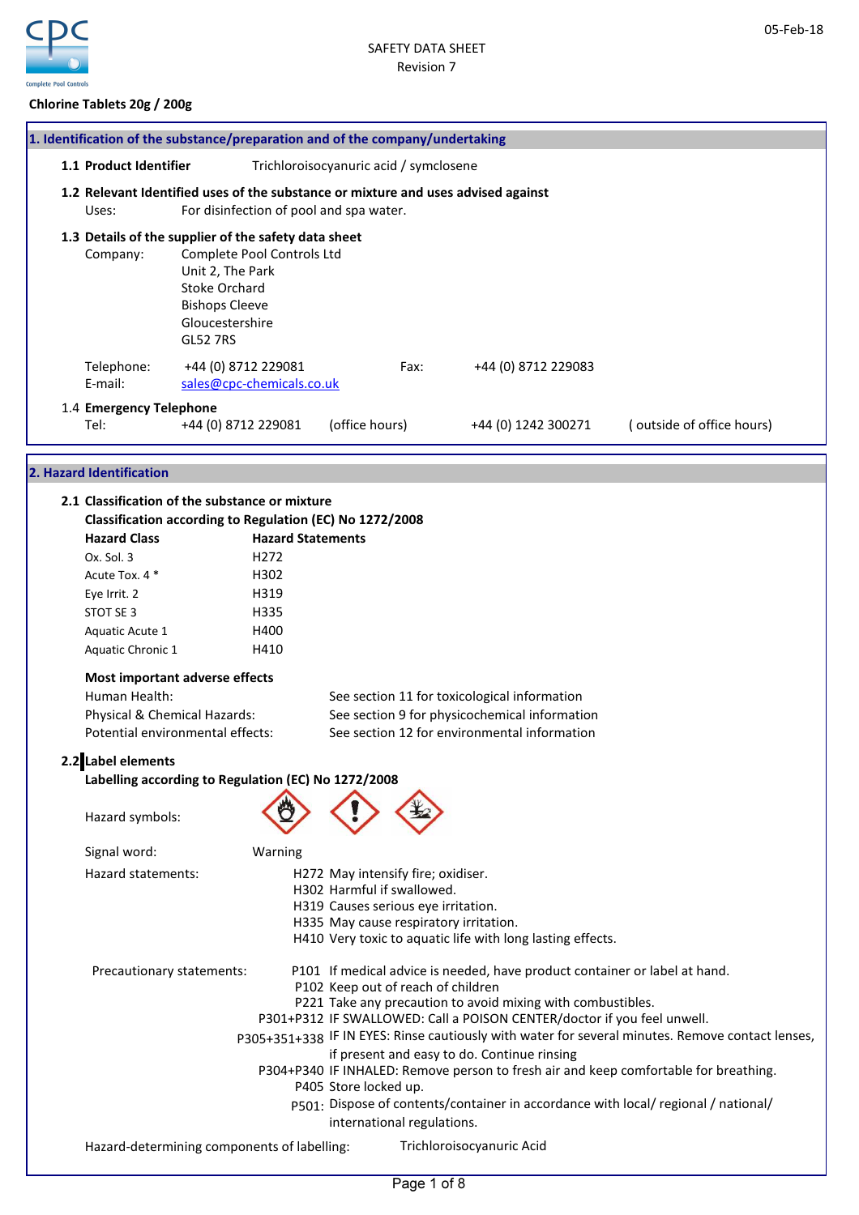SAFETY DATA SHEET
Revision 7

05-Feb-18

**Chlorine Tablets 20g / 200g**

## 1. Identification of the substance/preparation and of the company/undertaking

**1.1 Product Identifier** Trichloroisocyanuric acid / symclosene

**1.2 Relevant Identified uses of the substance or mixture and uses advised against**

Uses: For disinfection of pool and spa water.

**1.3 Details of the supplier of the safety data sheet**

Company: Complete Pool Controls Ltd
Unit 2, The Park
Stoke Orchard
Bishops Cleeve
Gloucestershire
GL52 7RS

Telephone: +44 (0) 8712 229081 Fax: +44 (0) 8712 229083
E-mail: sales@cpc-chemicals.co.uk

1.4 **Emergency Telephone**

Tel: +44 (0) 8712 229081 (office hours) +44 (0) 1242 300271 ( outside of office hours)

## 2. Hazard Identification

**2.1 Classification of the substance or mixture**

**Classification according to Regulation (EC) No 1272/2008**

| Hazard Class | Hazard Statements |
|---|---|
| Ox. Sol. 3 | H272 |
| Acute Tox. 4 * | H302 |
| Eye Irrit. 2 | H319 |
| STOT SE 3 | H335 |
| Aquatic Acute 1 | H400 |
| Aquatic Chronic 1 | H410 |

**Most important adverse effects**

Human Health: See section 11 for toxicological information
Physical & Chemical Hazards: See section 9 for physicochemical information
Potential environmental effects: See section 12 for environmental information

**2.2 Label elements**

**Labelling according to Regulation (EC) No 1272/2008**

Hazard symbols:

Signal word: Warning

Hazard statements:

H272 May intensify fire; oxidiser.
H302 Harmful if swallowed.
H319 Causes serious eye irritation.
H335 May cause respiratory irritation.
H410 Very toxic to aquatic life with long lasting effects.

Precautionary statements:

P101 If medical advice is needed, have product container or label at hand.
P102 Keep out of reach of children
P221 Take any precaution to avoid mixing with combustibles.
P301+P312 IF SWALLOWED: Call a POISON CENTER/doctor if you feel unwell.
P305+351+338 IF IN EYES: Rinse cautiously with water for several minutes. Remove contact lenses, if present and easy to do. Continue rinsing
P304+P340 IF INHALED: Remove person to fresh air and keep comfortable for breathing.
P405 Store locked up.
P501: Dispose of contents/container in accordance with local/ regional / national/ international regulations.

Hazard-determining components of labelling: Trichloroisocyanuric Acid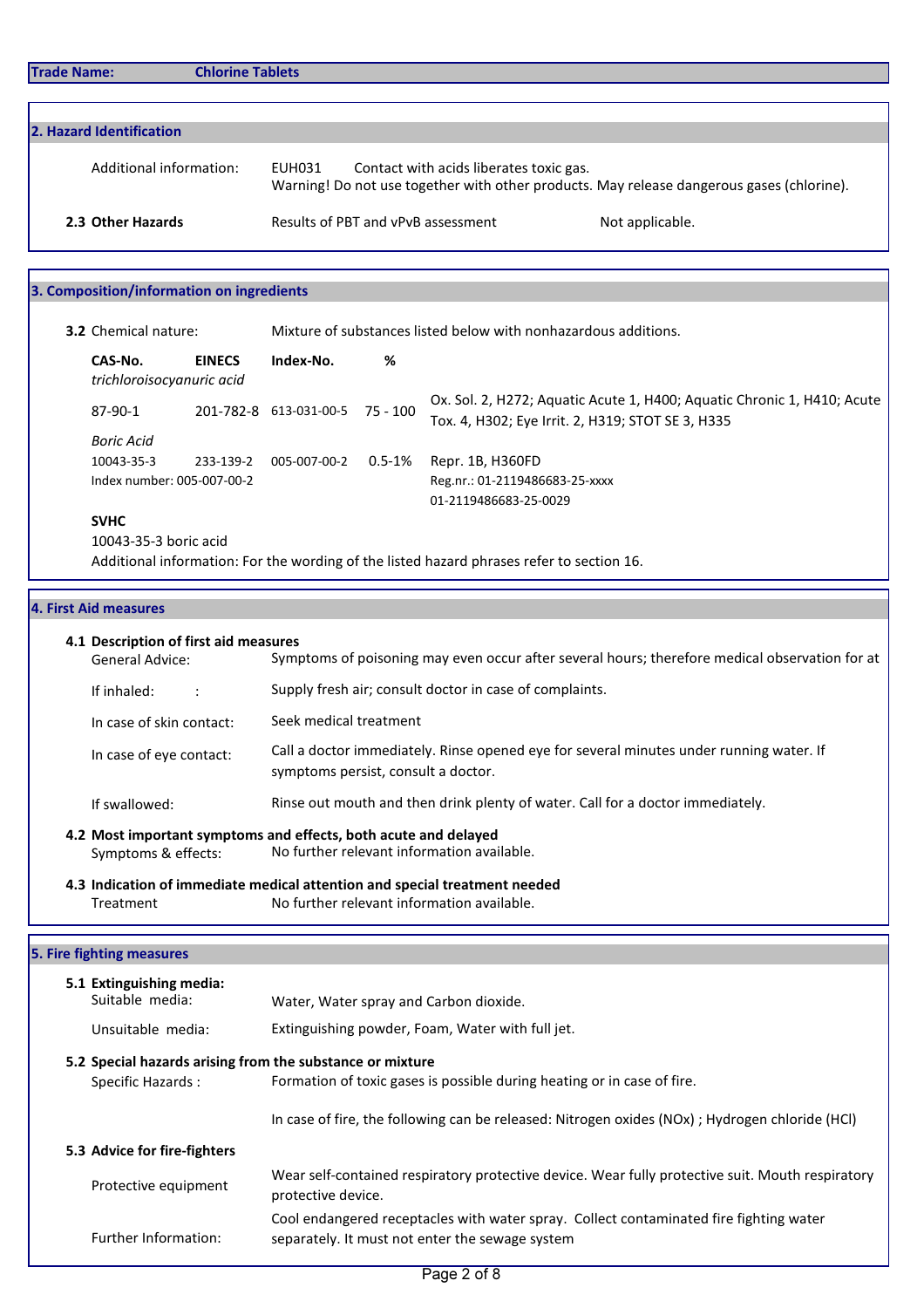**Trade Name:** **Chlorine Tablets**

## 2. Hazard Identification

Additional information: EUH031 Contact with acids liberates toxic gas.
Warning! Do not use together with other products. May release dangerous gases (chlorine).

**2.3 Other Hazards** Results of PBT and vPvB assessment Not applicable.

## 3. Composition/information on ingredients

**3.2** Chemical nature: Mixture of substances listed below with nonhazardous additions.

| CAS-No. | EINECS | Index-No. | % | |
|---|---|---|---|---|
| *trichloroisocyanuric acid* | | | | |
| 87-90-1 | 201-782-8 | 613-031-00-5 | 75 - 100 | Ox. Sol. 2, H272; Aquatic Acute 1, H400; Aquatic Chronic 1, H410; Acute Tox. 4, H302; Eye Irrit. 2, H319; STOT SE 3, H335 |
| *Boric Acid* | | | | |
| 10043-35-3 | 233-139-2 | 005-007-00-2 | 0.5-1% | Repr. 1B, H360FD |
| Index number: 005-007-00-2 | | | | Reg.nr.: 01-2119486683-25-xxxx<br>01-2119486683-25-0029 |

**SVHC**

10043-35-3 boric acid

Additional information: For the wording of the listed hazard phrases refer to section 16.

## 4. First Aid measures

**4.1 Description of first aid measures**

General Advice: Symptoms of poisoning may even occur after several hours; therefore medical observation for at

If inhaled: : Supply fresh air; consult doctor in case of complaints.

In case of skin contact: Seek medical treatment

In case of eye contact: Call a doctor immediately. Rinse opened eye for several minutes under running water. If symptoms persist, consult a doctor.

If swallowed: Rinse out mouth and then drink plenty of water. Call for a doctor immediately.

**4.2 Most important symptoms and effects, both acute and delayed**

Symptoms & effects: No further relevant information available.

**4.3 Indication of immediate medical attention and special treatment needed**

Treatment No further relevant information available.

## 5. Fire fighting measures

**5.1 Extinguishing media:**

Suitable media: Water, Water spray and Carbon dioxide.

Unsuitable media: Extinguishing powder, Foam, Water with full jet.

**5.2 Special hazards arising from the substance or mixture**

Specific Hazards : Formation of toxic gases is possible during heating or in case of fire.

In case of fire, the following can be released: Nitrogen oxides (NOx) ; Hydrogen chloride (HCl)

**5.3 Advice for fire-fighters**

Protective equipment: Wear self-contained respiratory protective device. Wear fully protective suit. Mouth respiratory protective device.

Further Information: Cool endangered receptacles with water spray. Collect contaminated fire fighting water separately. It must not enter the sewage system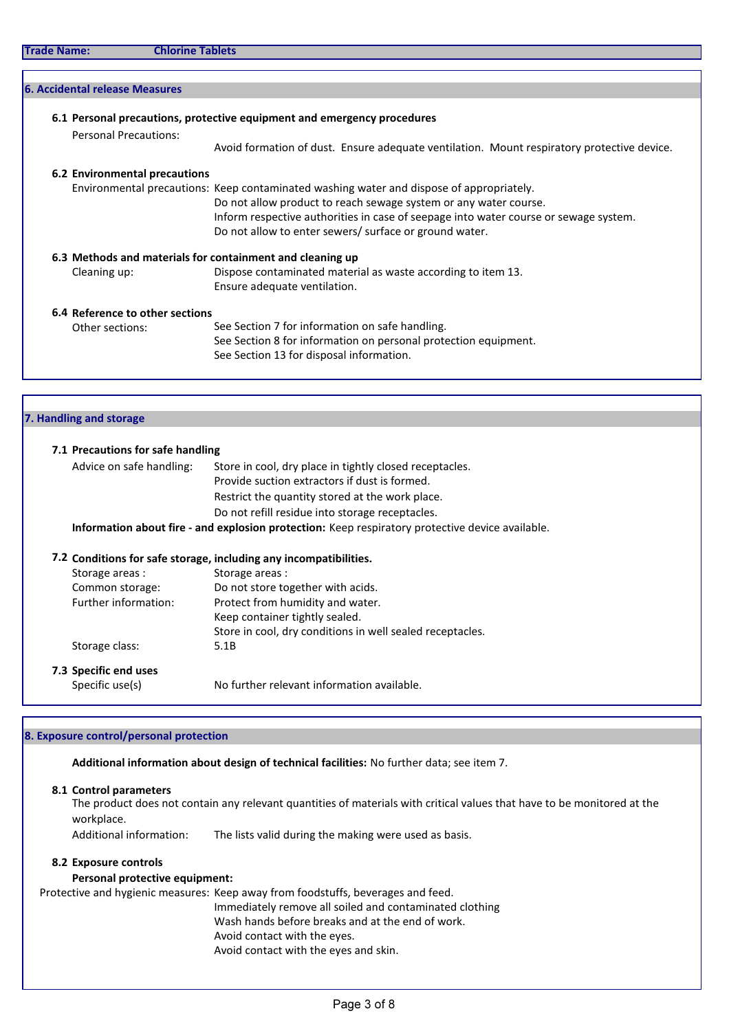## 6. Accidental release Measures

### 6.1 Personal precautions, protective equipment and emergency procedures

Personal Precautions:
Avoid formation of dust. Ensure adequate ventilation. Mount respiratory protective device.

### 6.2 Environmental precautions

Environmental precautions: Keep contaminated washing water and dispose of appropriately.
Do not allow product to reach sewage system or any water course.
Inform respective authorities in case of seepage into water course or sewage system.
Do not allow to enter sewers/ surface or ground water.

### 6.3 Methods and materials for containment and cleaning up

Cleaning up: Dispose contaminated material as waste according to item 13.
Ensure adequate ventilation.

### 6.4 Reference to other sections

Other sections: See Section 7 for information on safe handling.
See Section 8 for information on personal protection equipment.
See Section 13 for disposal information.

## 7. Handling and storage

### 7.1 Precautions for safe handling

Advice on safe handling: Store in cool, dry place in tightly closed receptacles.
Provide suction extractors if dust is formed.
Restrict the quantity stored at the work place.
Do not refill residue into storage receptacles.

**Information about fire - and explosion protection:** Keep respiratory protective device available.

### 7.2 Conditions for safe storage, including any incompatibilities.

Storage areas : Storage areas :
Common storage: Do not store together with acids.
Further information: Protect from humidity and water.
Keep container tightly sealed.
Store in cool, dry conditions in well sealed receptacles.
Storage class: 5.1B

### 7.3 Specific end uses

Specific use(s) No further relevant information available.

## 8. Exposure control/personal protection

**Additional information about design of technical facilities:** No further data; see item 7.

### 8.1 Control parameters

The product does not contain any relevant quantities of materials with critical values that have to be monitored at the workplace.

Additional information: The lists valid during the making were used as basis.

### 8.2 Exposure controls

**Personal protective equipment:**

Protective and hygienic measures: Keep away from foodstuffs, beverages and feed.
Immediately remove all soiled and contaminated clothing
Wash hands before breaks and at the end of work.
Avoid contact with the eyes.
Avoid contact with the eyes and skin.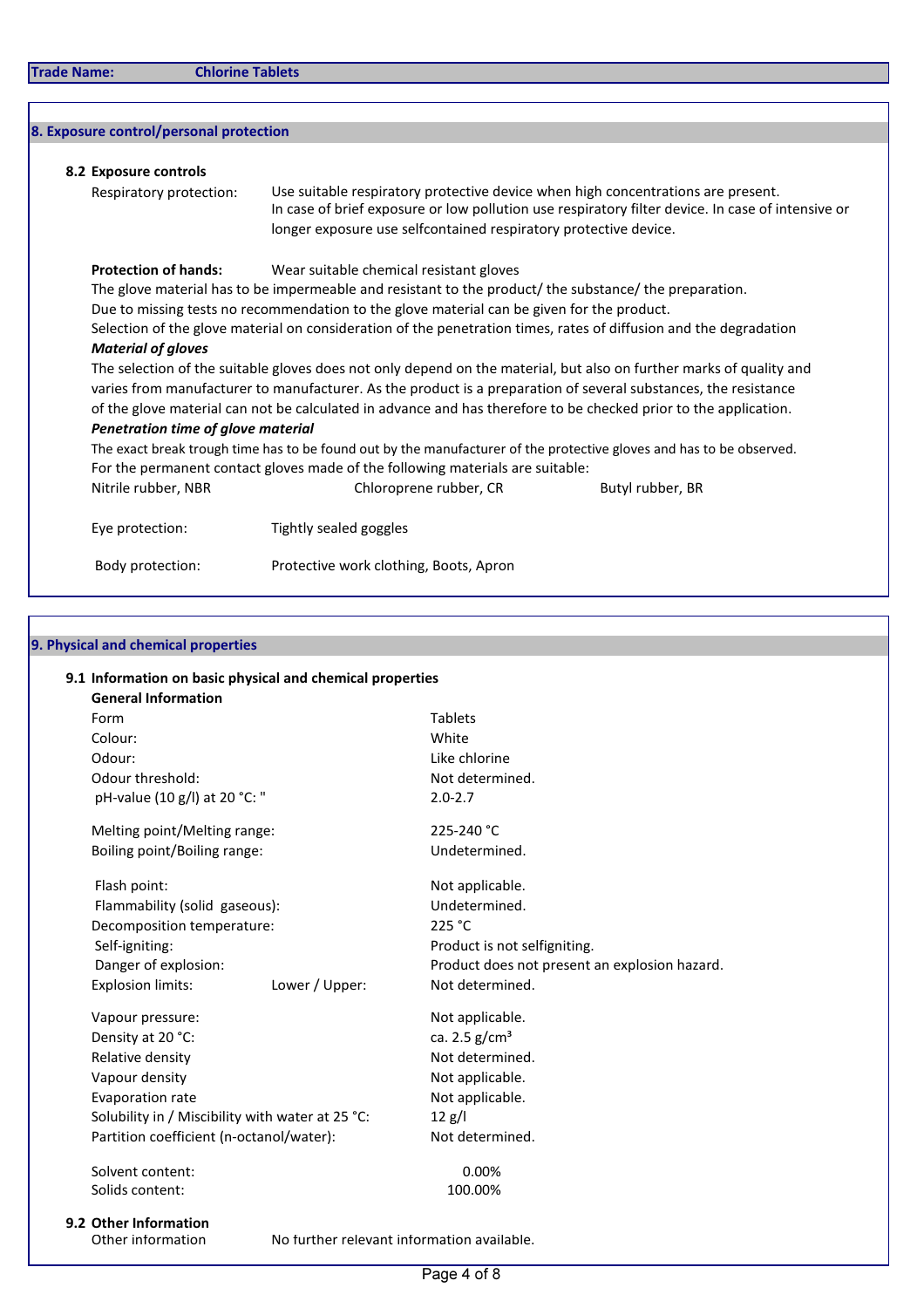## 8. Exposure control/personal protection

### 8.2 Exposure controls

**Respiratory protection:** Use suitable respiratory protective device when high concentrations are present. In case of brief exposure or low pollution use respiratory filter device. In case of intensive or longer exposure use selfcontained respiratory protective device.

**Protection of hands:** Wear suitable chemical resistant gloves

The glove material has to be impermeable and resistant to the product/ the substance/ the preparation.

Due to missing tests no recommendation to the glove material can be given for the product.

Selection of the glove material on consideration of the penetration times, rates of diffusion and the degradation

***Material of gloves***

The selection of the suitable gloves does not only depend on the material, but also on further marks of quality and varies from manufacturer to manufacturer. As the product is a preparation of several substances, the resistance of the glove material can not be calculated in advance and has therefore to be checked prior to the application.

***Penetration time of glove material***

The exact break trough time has to be found out by the manufacturer of the protective gloves and has to be observed.

For the permanent contact gloves made of the following materials are suitable:

Nitrile rubber, NBR    Chloroprene rubber, CR    Butyl rubber, BR

**Eye protection:** Tightly sealed goggles

**Body protection:** Protective work clothing, Boots, Apron

## 9. Physical and chemical properties

### 9.1 Information on basic physical and chemical properties

**General Information**

| Property | Value |
|---|---|
| Form | Tablets |
| Colour: | White |
| Odour: | Like chlorine |
| Odour threshold: | Not determined. |
| pH-value (10 g/l) at 20 °C: " | 2.0-2.7 |
| Melting point/Melting range: | 225-240 °C |
| Boiling point/Boiling range: | Undetermined. |
| Flash point: | Not applicable. |
| Flammability (solid gaseous): | Undetermined. |
| Decomposition temperature: | 225 °C |
| Self-igniting: | Product is not selfigniting. |
| Danger of explosion: | Product does not present an explosion hazard. |
| Explosion limits: Lower / Upper: | Not determined. |
| Vapour pressure: | Not applicable. |
| Density at 20 °C: | ca. 2.5 g/cm³ |
| Relative density | Not determined. |
| Vapour density | Not applicable. |
| Evaporation rate | Not applicable. |
| Solubility in / Miscibility with water at 25 °C: | 12 g/l |
| Partition coefficient (n-octanol/water): | Not determined. |
| Solvent content: | 0.00% |
| Solids content: | 100.00% |

### 9.2 Other Information

Other information    No further relevant information available.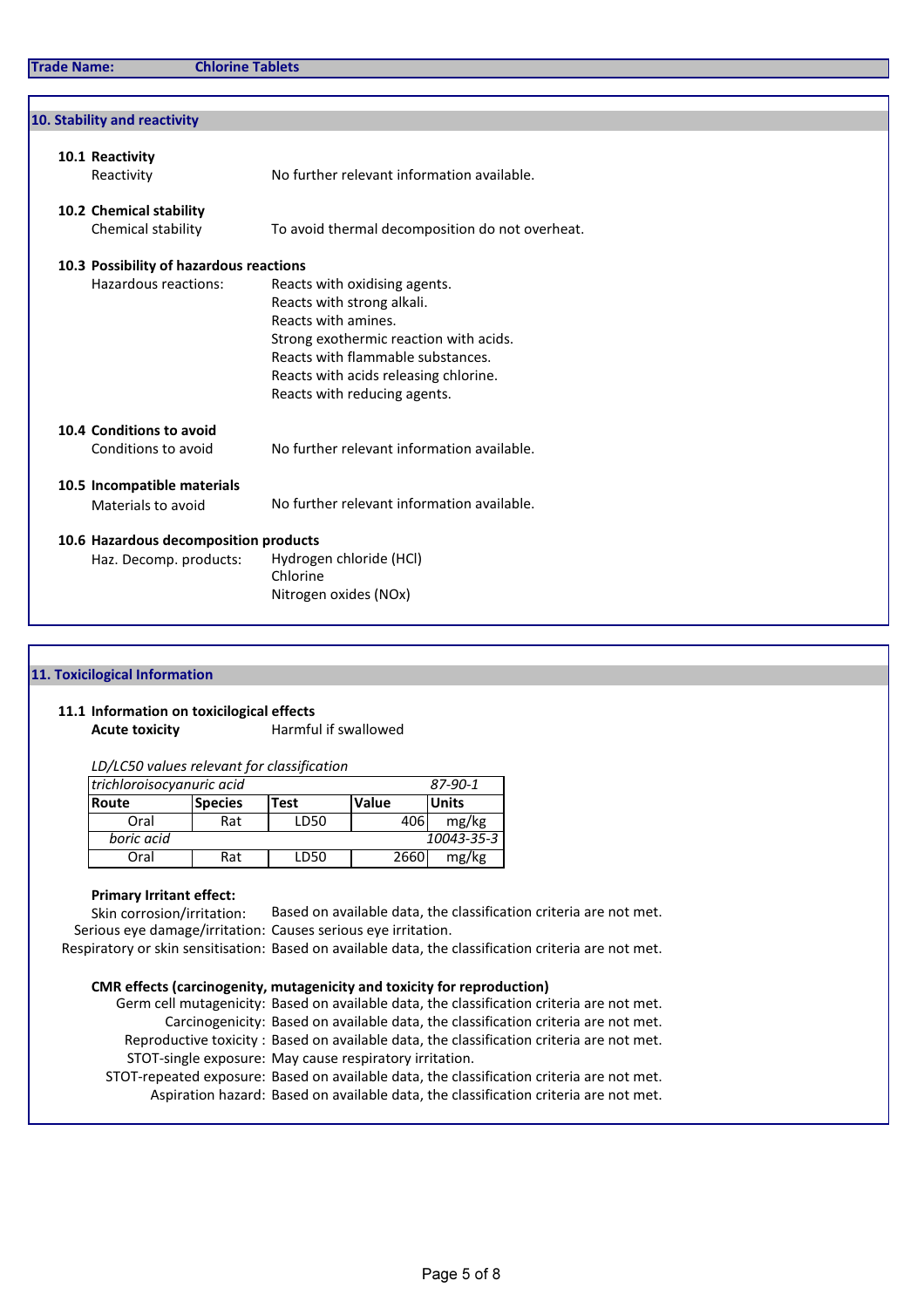## 10. Stability and reactivity

### 10.1 Reactivity

Reactivity: No further relevant information available.

### 10.2 Chemical stability

Chemical stability: To avoid thermal decomposition do not overheat.

### 10.3 Possibility of hazardous reactions

Hazardous reactions:
- Reacts with oxidising agents.
- Reacts with strong alkali.
- Reacts with amines.
- Strong exothermic reaction with acids.
- Reacts with flammable substances.
- Reacts with acids releasing chlorine.
- Reacts with reducing agents.

### 10.4 Conditions to avoid

Conditions to avoid: No further relevant information available.

### 10.5 Incompatible materials

Materials to avoid: No further relevant information available.

### 10.6 Hazardous decomposition products

Haz. Decomp. products:
- Hydrogen chloride (HCl)
- Chlorine
- Nitrogen oxides (NOx)

## 11. Toxicilogical Information

### 11.1 Information on toxicological effects

**Acute toxicity**: Harmful if swallowed

*LD/LC50 values relevant for classification*

| *trichloroisocyanuric acid* | | | | *87-90-1* |
|---|---|---|---|---|
| **Route** | **Species** | **Test** | **Value** | **Units** |
| Oral | Rat | LD50 | 406 | mg/kg |
| *boric acid* | | | | *10043-35-3* |
| Oral | Rat | LD50 | 2660 | mg/kg |

**Primary Irritant effect:**

Skin corrosion/irritation: Based on available data, the classification criteria are not met.
Serious eye damage/irritation: Causes serious eye irritation.
Respiratory or skin sensitisation: Based on available data, the classification criteria are not met.

**CMR effects (carcinogenity, mutagenicity and toxicity for reproduction)**

Germ cell mutagenicity: Based on available data, the classification criteria are not met.
Carcinogenicity: Based on available data, the classification criteria are not met.
Reproductive toxicity : Based on available data, the classification criteria are not met.
STOT-single exposure: May cause respiratory irritation.
STOT-repeated exposure: Based on available data, the classification criteria are not met.
Aspiration hazard: Based on available data, the classification criteria are not met.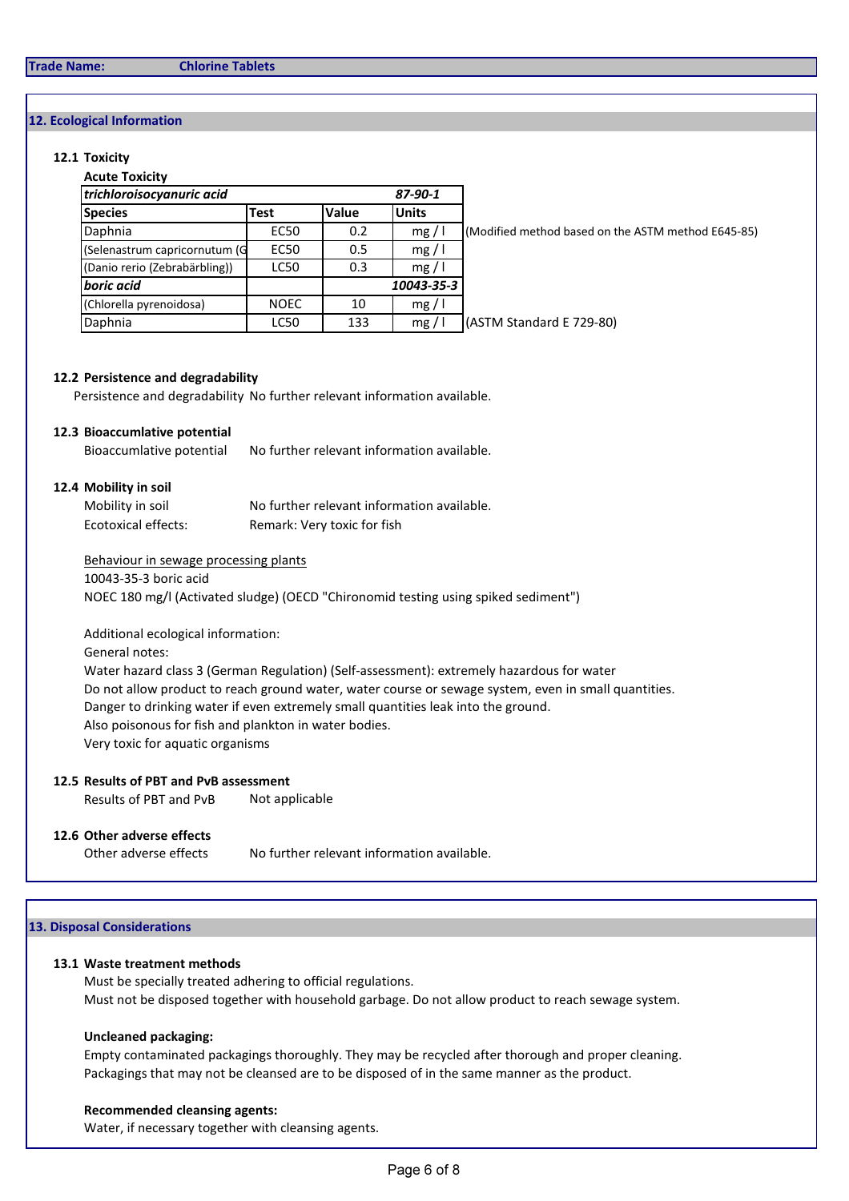**Trade Name:** **Chlorine Tablets**

## 12. Ecological Information

### 12.1 Toxicity

**Acute Toxicity**

| *trichloroisocyanuric acid* | | *87-90-1* | | |
|---|---|---|---|---|
| **Species** | **Test** | **Value** | **Units** | |
| Daphnia | EC50 | 0.2 | mg / l | (Modified method based on the ASTM method E645-85) |
| (Selenastrum capricornutum (G | EC50 | 0.5 | mg / l | |
| (Danio rerio (Zebrabärbling)) | LC50 | 0.3 | mg / l | |
| ***boric acid*** | | | ***10043-35-3*** | |
| (Chlorella pyrenoidosa) | NOEC | 10 | mg / l | |
| Daphnia | LC50 | 133 | mg / l | (ASTM Standard E 729-80) |

### 12.2 Persistence and degradability

Persistence and degradability No further relevant information available.

### 12.3 Bioaccumlative potential

Bioaccumlative potential No further relevant information available.

### 12.4 Mobility in soil

Mobility in soil No further relevant information available.

Ecotoxical effects: Remark: Very toxic for fish

Behaviour in sewage processing plants

10043-35-3 boric acid

NOEC 180 mg/l (Activated sludge) (OECD "Chironomid testing using spiked sediment")

Additional ecological information:

General notes:

Water hazard class 3 (German Regulation) (Self-assessment): extremely hazardous for water

Do not allow product to reach ground water, water course or sewage system, even in small quantities.

Danger to drinking water if even extremely small quantities leak into the ground.

Also poisonous for fish and plankton in water bodies.

Very toxic for aquatic organisms

### 12.5 Results of PBT and PvB assessment

Results of PBT and PvB Not applicable

### 12.6 Other adverse effects

Other adverse effects No further relevant information available.

## 13. Disposal Considerations

### 13.1 Waste treatment methods

Must be specially treated adhering to official regulations.

Must not be disposed together with household garbage. Do not allow product to reach sewage system.

**Uncleaned packaging:**

Empty contaminated packagings thoroughly. They may be recycled after thorough and proper cleaning.

Packagings that may not be cleansed are to be disposed of in the same manner as the product.

**Recommended cleansing agents:**

Water, if necessary together with cleansing agents.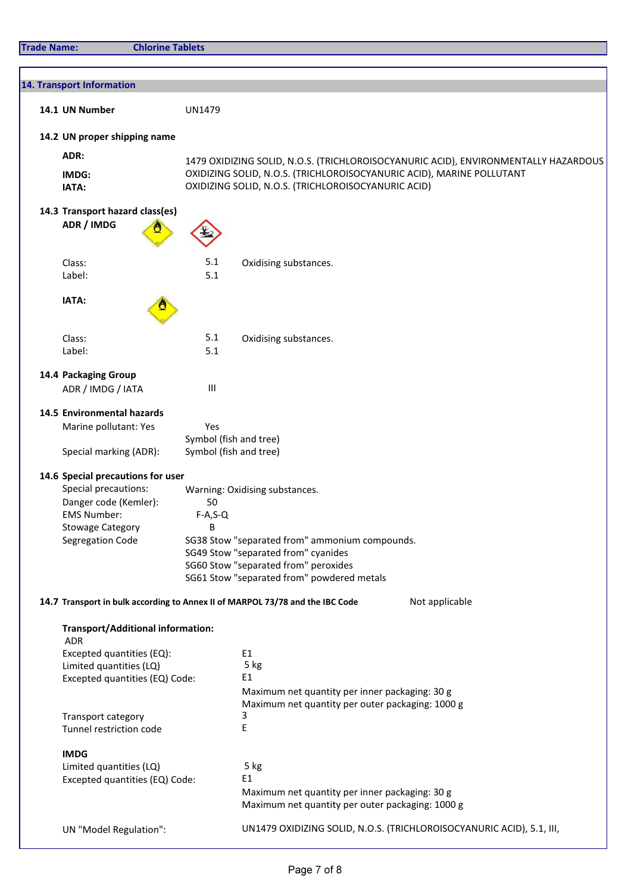**Trade Name:** **Chlorine Tablets**

## 14. Transport Information

**14.1 UN Number** UN1479

**14.2 UN proper shipping name**

**ADR:** 1479 OXIDIZING SOLID, N.O.S. (TRICHLOROISOCYANURIC ACID), ENVIRONMENTALLY HAZARDOUS

**IMDG:** OXIDIZING SOLID, N.O.S. (TRICHLOROISOCYANURIC ACID), MARINE POLLUTANT

**IATA:** OXIDIZING SOLID, N.O.S. (TRICHLOROISOCYANURIC ACID)

**14.3 Transport hazard class(es)**

**ADR / IMDG**

Class: 5.1 Oxidising substances.
Label: 5.1

**IATA:**

Class: 5.1 Oxidising substances.
Label: 5.1

**14.4 Packaging Group**

ADR / IMDG / IATA III

**14.5 Environmental hazards**

Marine pollutant: Yes — Yes
Symbol (fish and tree)
Special marking (ADR): Symbol (fish and tree)

**14.6 Special precautions for user**

Special precautions: Warning: Oxidising substances.
Danger code (Kemler): 50
EMS Number: F-A,S-Q
Stowage Category B
Segregation Code SG38 Stow "separated from" ammonium compounds.
SG49 Stow "separated from" cyanides
SG60 Stow "separated from" peroxides
SG61 Stow "separated from" powdered metals

**14.7 Transport in bulk according to Annex II of MARPOL 73/78 and the IBC Code** Not applicable

**Transport/Additional information:**

ADR
Excepted quantities (EQ): E1
Limited quantities (LQ) 5 kg
Excepted quantities (EQ) Code: E1
Maximum net quantity per inner packaging: 30 g
Maximum net quantity per outer packaging: 1000 g
Transport category 3
Tunnel restriction code E

**IMDG**
Limited quantities (LQ) 5 kg
Excepted quantities (EQ) Code: E1
Maximum net quantity per inner packaging: 30 g
Maximum net quantity per outer packaging: 1000 g

UN "Model Regulation": UN1479 OXIDIZING SOLID, N.O.S. (TRICHLOROISOCYANURIC ACID), 5.1, III,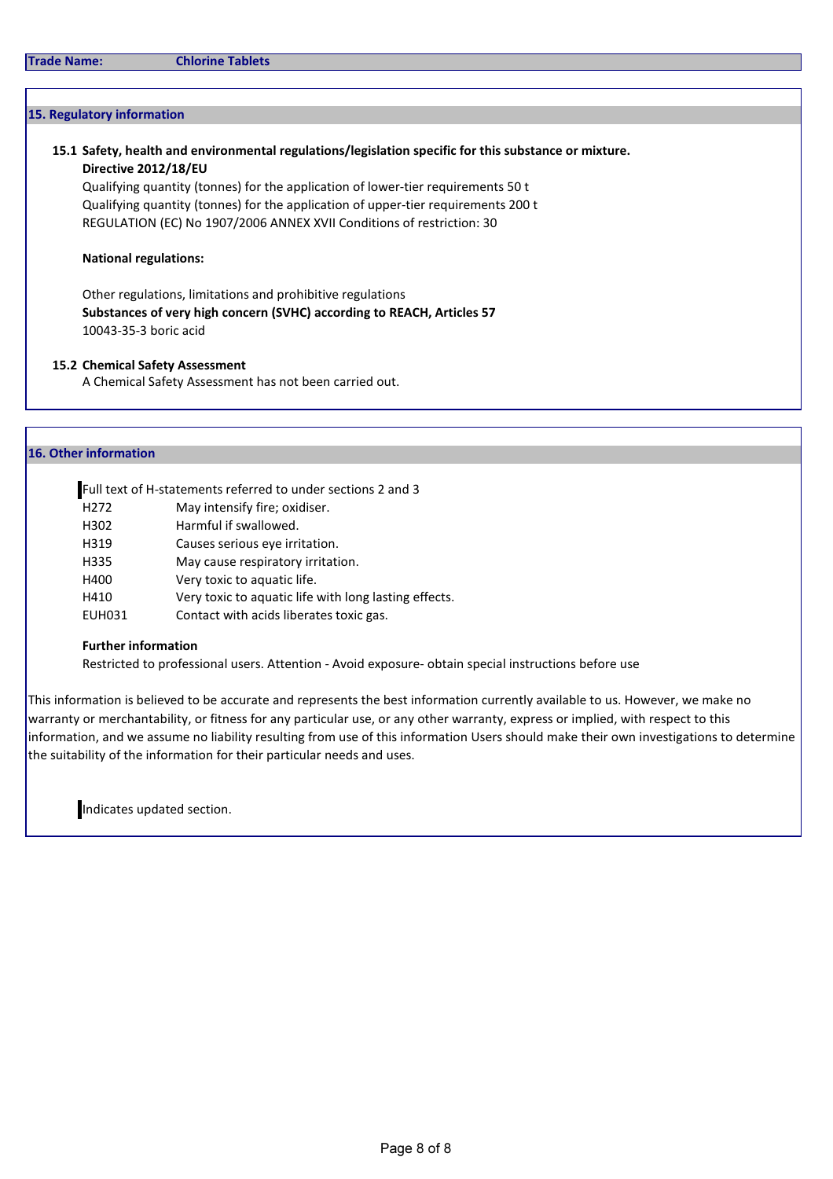**Trade Name:** **Chlorine Tablets**

## 15. Regulatory information

**15.1 Safety, health and environmental regulations/legislation specific for this substance or mixture.**

**Directive 2012/18/EU**

Qualifying quantity (tonnes) for the application of lower-tier requirements 50 t

Qualifying quantity (tonnes) for the application of upper-tier requirements 200 t

REGULATION (EC) No 1907/2006 ANNEX XVII Conditions of restriction: 30

**National regulations:**

Other regulations, limitations and prohibitive regulations

**Substances of very high concern (SVHC) according to REACH, Articles 57**

10043-35-3 boric acid

**15.2 Chemical Safety Assessment**

A Chemical Safety Assessment has not been carried out.

## 16. Other information

Full text of H-statements referred to under sections 2 and 3

| | |
|---|---|
| H272 | May intensify fire; oxidiser. |
| H302 | Harmful if swallowed. |
| H319 | Causes serious eye irritation. |
| H335 | May cause respiratory irritation. |
| H400 | Very toxic to aquatic life. |
| H410 | Very toxic to aquatic life with long lasting effects. |
| EUH031 | Contact with acids liberates toxic gas. |

**Further information**

Restricted to professional users. Attention - Avoid exposure- obtain special instructions before use

This information is believed to be accurate and represents the best information currently available to us. However, we make no warranty or merchantability, or fitness for any particular use, or any other warranty, express or implied, with respect to this information, and we assume no liability resulting from use of this information Users should make their own investigations to determine the suitability of the information for their particular needs and uses.

Indicates updated section.